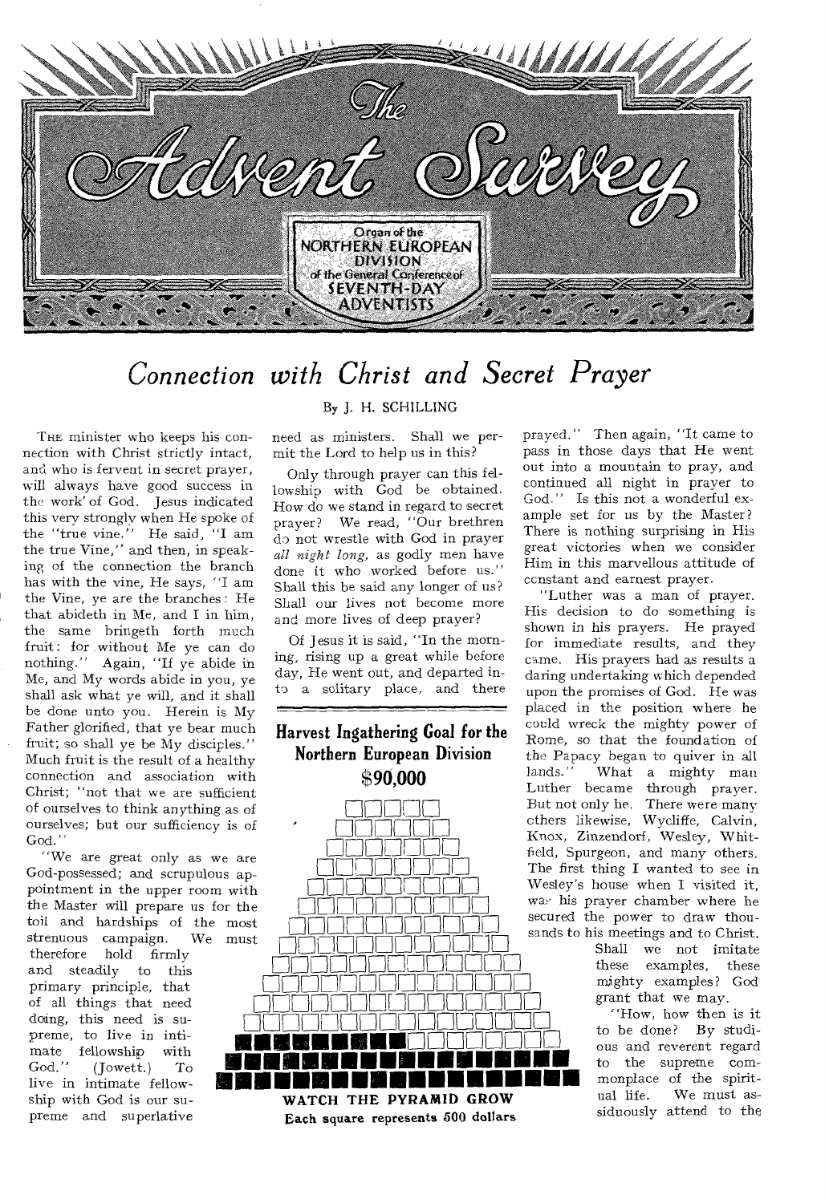# The Advent Survey

Organ of the NORTHERN EUROPEAN DIVISION of the General Conference of SEVENTH-DAY ADVENTISTS

## *Connection with Christ and Secret Prayer*

By J. H. SCHILLING

THE minister who keeps his connection with Christ strictly intact, and who is fervent in secret prayer, will always have good success in the work of God. Jesus indicated this very strongly when He spoke of the "true vine." He said, "I am the true Vine," and then, in speaking of the connection the branch has with the vine, He says, "I am the Vine, ye are the branches: He that abideth in Me, and I in him, the same bringeth forth much fruit: for without Me ye can do nothing." Again, "If ye abide in Me, and My words abide in you, ye shall ask what ye will, and it shall be done unto you. Herein is My Father glorified, that ye bear much fruit; so shall ye be My disciples." Much fruit is the result of a healthy connection and association with Christ; "not that we are sufficient of ourselves to think anything as of ourselves; but our sufficiency is of God."

"We are great only as we are God-possessed; and scrupulous appointment in the upper room with the Master will prepare us for the toil and hardships of the most strenuous campaign. We must therefore hold firmly and steadily to this primary principle, that of all things that need doing, this need is supreme, to live in intimate fellowship with God." (Jowett.) To live in intimate fellowship with God is our supreme and superlative need as ministers. Shall we permit the Lord to help us in this?

Only through prayer can this fellowship with God be obtained. How do we stand in regard to secret prayer? We read, "Our brethren do not wrestle with God in prayer *all night long*, as godly men have done it who worked before us." Shall this be said any longer of us? Shall our lives not become more and more lives of deep prayer?

Of Jesus it is said, "In the morning, rising up a great while before day, He went out, and departed into a solitary place, and there prayed." Then again, "It came to pass in those days that He went out into a mountain to pray, and continued all night in prayer to God." Is this not a wonderful example set for us by the Master? There is nothing surprising in His great victories when we consider Him in this marvellous attitude of constant and earnest prayer.

"Luther was a man of prayer. His decision to do something is shown in his prayers. He prayed for immediate results, and they came. His prayers had as results a daring undertaking which depended upon the promises of God. He was placed in the position where he could wreck the mighty power of Rome, so that the foundation of the Papacy began to quiver in all lands." What a mighty man Luther became through prayer. But not only he. There were many others likewise, Wycliffe, Calvin, Knox, Zinzendorf, Wesley, Whitfield, Spurgeon, and many others. The first thing I wanted to see in Wesley's house when I visited it, was his prayer chamber where he secured the power to draw thousands to his meetings and to Christ. Shall we not imitate these examples, these mighty examples? God grant that we may.

"How, how then is it to be done? By studious and reverent regard to the supreme commonplace of the spiritual life. We must assiduously attend to the

---

**Harvest Ingathering Goal for the Northern European Division**

**$90,000**

**WATCH THE PYRAMID GROW**

**Each square represents 500 dollars**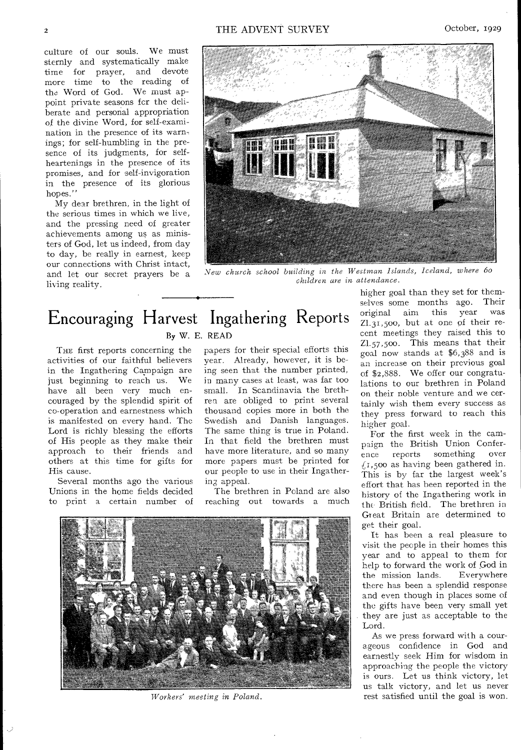culture of our souls. We must sternly and systematically make time for prayer, and devote more time to the reading of the Word of God. We must appoint private seasons for the deliberate and personal appropriation of the divine Word, for self-examination in the presence of its warnings; for self-humbling in the presence of its judgments, for self-heartenings in the presence of its promises, and for self-invigoration in the presence of its glorious hopes."

My dear brethren, in the light of the serious times in which we live, and the pressing need of greater achievements among us as ministers of God, let us indeed, from day to day, be really in earnest, keep our connections with Christ intact, and let our secret prayers be a living reality.

*New church school building in the Westman Islands, Iceland, where 60 children are in attendance.*

# Encouraging Harvest Ingathering Reports

By W. E. READ

THE first reports concerning the activities of our faithful believers in the Ingathering Campaign are just beginning to reach us. We have all been very much encouraged by the splendid spirit of co-operation and earnestness which is manifested on every hand. The Lord is richly blessing the efforts of His people as they make their approach to their friends and others at this time for gifts for His cause.

Several months ago the various Unions in the home fields decided to print a certain number of papers for their special efforts this year. Already, however, it is being seen that the number printed, in many cases at least, was far too small. In Scandinavia the brethren are obliged to print several thousand copies more in both the Swedish and Danish languages. The same thing is true in Poland. In that field the brethren must have more literature, and so many more papers must be printed for our people to use in their Ingathering appeal.

The brethren in Poland are also reaching out towards a much higher goal than they set for themselves some months ago. Their original aim this year was Zl.31,500, but at one of their recent meetings they raised this to Zl.57,500. This means that their goal now stands at $6,388 and is an increase on their previous goal of $2,888. We offer our congratulations to our brethren in Poland on their noble venture and we certainly wish them every success as they press forward to reach this higher goal.

For the first week in the campaign the British Union Conference reports something over £1,500 as having been gathered in. This is by far the largest week's effort that has been reported in the history of the Ingathering work in the British field. The brethren in Great Britain are determined to get their goal.

It has been a real pleasure to visit the people in their homes this year and to appeal to them for help to forward the work of God in the mission lands. Everywhere there has been a splendid response and even though in places some of the gifts have been very small yet they are just as acceptable to the Lord.

As we press forward with a courageous confidence in God and earnestly seek Him for wisdom in approaching the people the victory is ours. Let us think victory, let us talk victory, and let us never rest satisfied until the goal is won.

*Workers' meeting in Poland.*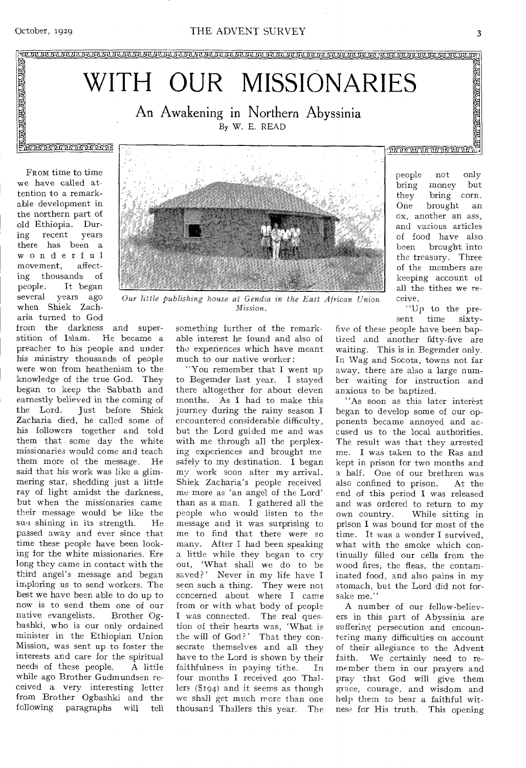# WITH OUR MISSIONARIES

## An Awakening in Northern Abyssinia

By W. E. READ

FROM time to time we have called attention to a remarkable development in the northern part of old Ethiopia. During recent years there has been a wonderful movement, affecting thousands of people. It began several years ago when Shiek Zacharia turned to God from the darkness and superstition of Islam. He became a preacher to his people and under his ministry thousands of people were won from heathenism to the knowledge of the true God. They began to keep the Sabbath and earnestly believed in the coming of the Lord. Just before Shiek Zacharia died, he called some of his followers together and told them that some day the white missionaries would come and teach them more of the message. He said that his work was like a glimmering star, shedding just a little ray of light amidst the darkness, but when the missionaries came their message would be like the sun shining in its strength. He passed away and ever since that time these people have been looking for the white missionaries. Ere long they came in contact with the third angel's message and began imploring us to send workers. The best we have been able to do up to now is to send them one of our native evangelists. Brother Ogbashki, who is our only ordained minister in the Ethiopian Union Mission, was sent up to foster the interests and care for the spiritual needs of these people. A little while ago Brother Gudmundsen received a very interesting letter from Brother Ogbashki and the following paragraphs will tell something further of the remarkable interest he found and also of the experiences which have meant much to our native worker:

*Our little publishing house at Gendia in the East African Union Mission.*

"You remember that I went up to Begemder last year. I stayed there altogether for about eleven months. As I had to make this journey during the rainy season I encountered considerable difficulty, but the Lord guided me and was with me through all the perplexing experiences and brought me safely to my destination. I began my work soon after my arrival. Shiek Zacharia's people received me more as 'an angel of the Lord' than as a man. I gathered all the people who would listen to the message and it was surprising to me to find that there were so many. After I had been speaking a little while they began to cry out, 'What shall we do to be saved?' Never in my life have I seen such a thing. They were not concerned about where I came from or with what body of people I was connected. The real question of their hearts was, 'What is the will of God?' That they consecrate themselves and all they have to the Lord is shown by their faithfulness in paying tithe. In four months I received 400 Thallers ($194) and it seems as though we shall get much more than one thousand Thallers this year. The people not only bring money but they bring corn. One brought an ox, another an ass, and various articles of food have also been brought into the treasury. Three of the members are keeping account of all the tithes we receive.

"Up to the present time sixty-five of these people have been baptized and another fifty-five are waiting. This is in Begemder only. In Wag and Socota, towns not far away, there are also a large number waiting for instruction and anxious to be baptized.

"As soon as this later interest began to develop some of our opponents became annoyed and accused us to the local authorities. The result was that they arrested me. I was taken to the Ras and kept in prison for two months and a half. One of our brethren was also confined to prison. At the end of this period I was released and was ordered to return to my own country. While sitting in prison I was bound for most of the time. It was a wonder I survived, what with the smoke which continually filled our cells from the wood fires, the fleas, the contaminated food, and also pains in my stomach, but the Lord did not forsake me."

A number of our fellow-believers in this part of Abyssinia are suffering persecution and encountering many difficulties on account of their allegiance to the Advent faith. We certainly need to remember them in our prayers and pray that God will give them grace, courage, and wisdom and help them to bear a faithful witness for His truth. This opening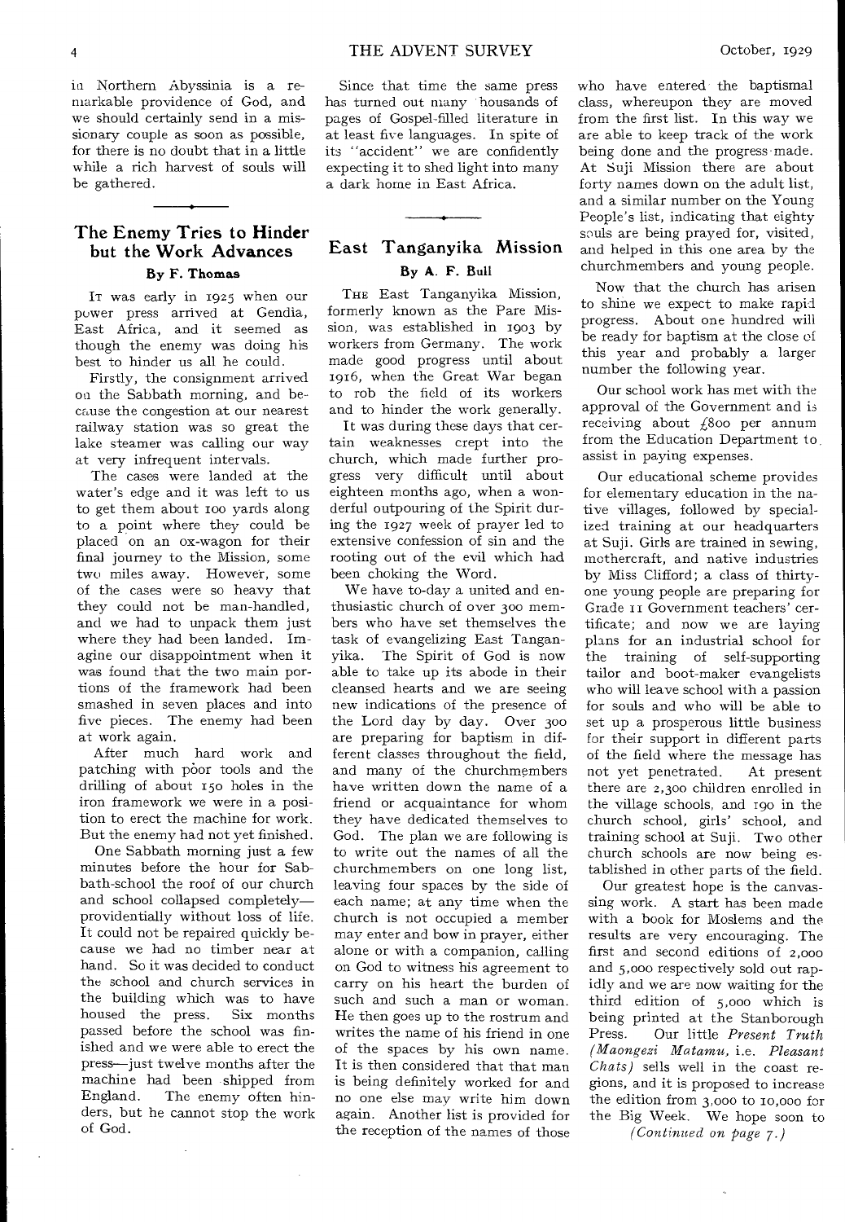in Northern Abyssinia is a remarkable providence of God, and we should certainly send in a missionary couple as soon as possible, for there is no doubt that in a little while a rich harvest of souls will be gathered.

## The Enemy Tries to Hinder but the Work Advances

**By F. Thomas**

It was early in 1925 when our power press arrived at Gendia, East Africa, and it seemed as though the enemy was doing his best to hinder us all he could.

Firstly, the consignment arrived on the Sabbath morning, and because the congestion at our nearest railway station was so great the lake steamer was calling our way at very infrequent intervals.

The cases were landed at the water's edge and it was left to us to get them about 100 yards along to a point where they could be placed on an ox-wagon for their final journey to the Mission, some two miles away. However, some of the cases were so heavy that they could not be man-handled, and we had to unpack them just where they had been landed. Imagine our disappointment when it was found that the two main portions of the framework had been smashed in seven places and into five pieces. The enemy had been at work again.

After much hard work and patching with poor tools and the drilling of about 150 holes in the iron framework we were in a position to erect the machine for work. But the enemy had not yet finished.

One Sabbath morning just a few minutes before the hour for Sabbath-school the roof of our church and school collapsed completely—providentially without loss of life. It could not be repaired quickly because we had no timber near at hand. So it was decided to conduct the school and church services in the building which was to have housed the press. Six months passed before the school was finished and we were able to erect the press—just twelve months after the machine had been shipped from England. The enemy often hinders, but he cannot stop the work of God.

Since that time the same press has turned out many housands of pages of Gospel-filled literature in at least five languages. In spite of its "accident" we are confidently expecting it to shed light into many a dark home in East Africa.

## East Tanganyika Mission

**By A. F. Bull**

The East Tanganyika Mission, formerly known as the Pare Mission, was established in 1903 by workers from Germany. The work made good progress until about 1916, when the Great War began to rob the field of its workers and to hinder the work generally.

It was during these days that certain weaknesses crept into the church, which made further progress very difficult until about eighteen months ago, when a wonderful outpouring of the Spirit during the 1927 week of prayer led to extensive confession of sin and the rooting out of the evil which had been choking the Word.

We have to-day a united and enthusiastic church of over 300 members who have set themselves the task of evangelizing East Tanganyika. The Spirit of God is now able to take up its abode in their cleansed hearts and we are seeing new indications of the presence of the Lord day by day. Over 300 are preparing for baptism in different classes throughout the field, and many of the churchmembers have written down the name of a friend or acquaintance for whom they have dedicated themselves to God. The plan we are following is to write out the names of all the churchmembers on one long list, leaving four spaces by the side of each name; at any time when the church is not occupied a member may enter and bow in prayer, either alone or with a companion, calling on God to witness his agreement to carry on his heart the burden of such and such a man or woman. He then goes up to the rostrum and writes the name of his friend in one of the spaces by his own name. It is then considered that that man is being definitely worked for and no one else may write him down again. Another list is provided for the reception of the names of those who have entered the baptismal class, whereupon they are moved from the first list. In this way we are able to keep track of the work being done and the progress made. At Suji Mission there are about forty names down on the adult list, and a similar number on the Young People's list, indicating that eighty souls are being prayed for, visited, and helped in this one area by the churchmembers and young people.

Now that the church has arisen to shine we expect to make rapid progress. About one hundred will be ready for baptism at the close of this year and probably a larger number the following year.

Our school work has met with the approval of the Government and is receiving about £800 per annum from the Education Department to assist in paying expenses.

Our educational scheme provides for elementary education in the native villages, followed by specialized training at our headquarters at Suji. Girls are trained in sewing, mothercraft, and native industries by Miss Clifford; a class of thirty-one young people are preparing for Grade II Government teachers' certificate; and now we are laying plans for an industrial school for the training of self-supporting tailor and boot-maker evangelists who will leave school with a passion for souls and who will be able to set up a prosperous little business for their support in different parts of the field where the message has not yet penetrated. At present there are 2,300 children enrolled in the village schools, and 190 in the church school, girls' school, and training school at Suji. Two other church schools are now being established in other parts of the field.

Our greatest hope is the canvassing work. A start has been made with a book for Moslems and the results are very encouraging. The first and second editions of 2,000 and 5,000 respectively sold out rapidly and we are now waiting for the third edition of 5,000 which is being printed at the Stanborough Press. Our little *Present Truth (Maongezi Matamu,* i.e. *Pleasant Chats)* sells well in the coast regions, and it is proposed to increase the edition from 3,000 to 10,000 for the Big Week. We hope soon to

*(Continued on page 7.)*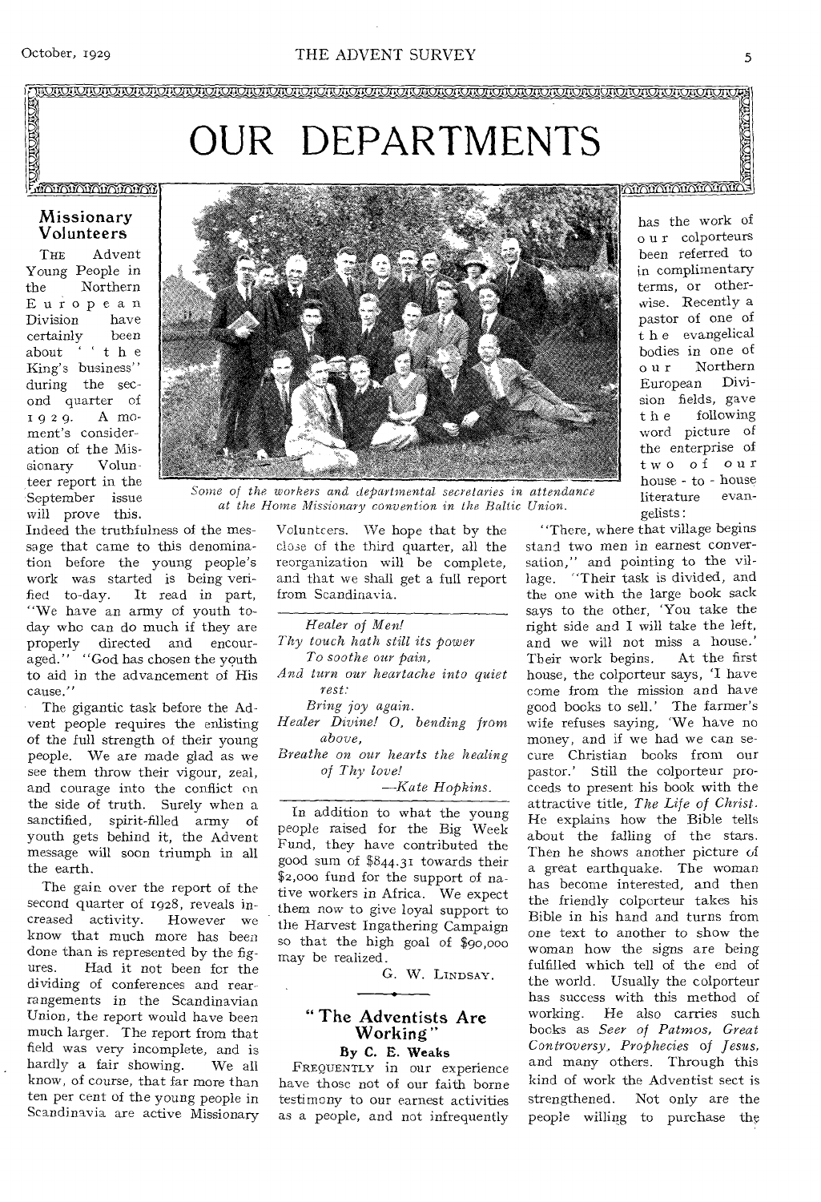# OUR DEPARTMENTS

## Missionary Volunteers

THE Advent Young People in the Northern European Division have certainly been about "the King's business" during the second quarter of 1929. A moment's consideration of the Missionary Volunteer report in the September issue will prove this. Indeed the truthfulness of the message that came to this denomination before the young people's work was started is being verified to-day. It read in part, "We have an army of youth to-day who can do much if they are properly directed and encouraged." "God has chosen the youth to aid in the advancement of His cause."

The gigantic task before the Advent people requires the enlisting of the full strength of their young people. We are made glad as we see them throw their vigour, zeal, and courage into the conflict on the side of truth. Surely when a sanctified, spirit-filled army of youth gets behind it, the Advent message will soon triumph in all the earth.

The gain over the report of the second quarter of 1928, reveals increased activity. However we know that much more has been done than is represented by the figures. Had it not been for the dividing of conferences and rearrangements in the Scandinavian Union, the report would have been much larger. The report from that field was very incomplete, and is hardly a fair showing. We all know, of course, that far more than ten per cent of the young people in Scandinavia are active Missionary Volunteers. We hope that by the close of the third quarter, all the reorganization will be complete, and that we shall get a full report from Scandinavia.

*Some of the workers and departmental secretaries in attendance at the Home Missionary convention in the Baltic Union.*

---

*Healer of Men!*
*Thy touch hath still its power*
*To soothe our pain,*
*And turn our heartache into quiet rest:*
*Bring joy again.*
*Healer Divine! O, bending from above,*
*Breathe on our hearts the healing of Thy love!*

—*Kate Hopkins.*

---

In addition to what the young people raised for the Big Week Fund, they have contributed the good sum of $844.31 towards their $2,000 fund for the support of native workers in Africa. We expect them now to give loyal support to the Harvest Ingathering Campaign so that the high goal of $90,000 may be realized.

G. W. LINDSAY.

## "The Adventists Are Working"

### By C. E. Weaks

FREQUENTLY in our experience have those not of our faith borne testimony to our earnest activities as a people, and not infrequently has the work of our colporteurs been referred to in complimentary terms, or otherwise. Recently a pastor of one of the evangelical bodies in one of our Northern European Division fields, gave the following word picture of the enterprise of two of our house-to-house literature evangelists:

"There, where that village begins stand two men in earnest conversation," and pointing to the village. "Their task is divided, and the one with the large book sack says to the other, 'You take the right side and I will take the left, and we will not miss a house.' Their work begins. At the first house, the colporteur says, 'I have come from the mission and have good books to sell.' The farmer's wife refuses saying, 'We have no money, and if we had we can secure Christian books from our pastor.' Still the colporteur proceeds to present his book with the attractive title, *The Life of Christ*. He explains how the Bible tells about the falling of the stars. Then he shows another picture of a great earthquake. The woman has become interested, and then the friendly colporteur takes his Bible in his hand and turns from one text to another to show the woman how the signs are being fulfilled which tell of the end of the world. Usually the colporteur has success with this method of working. He also carries such books as *Seer of Patmos, Great Controversy, Prophecies of Jesus,* and many others. Through this kind of work the Adventist sect is strengthened. Not only are the people willing to purchase the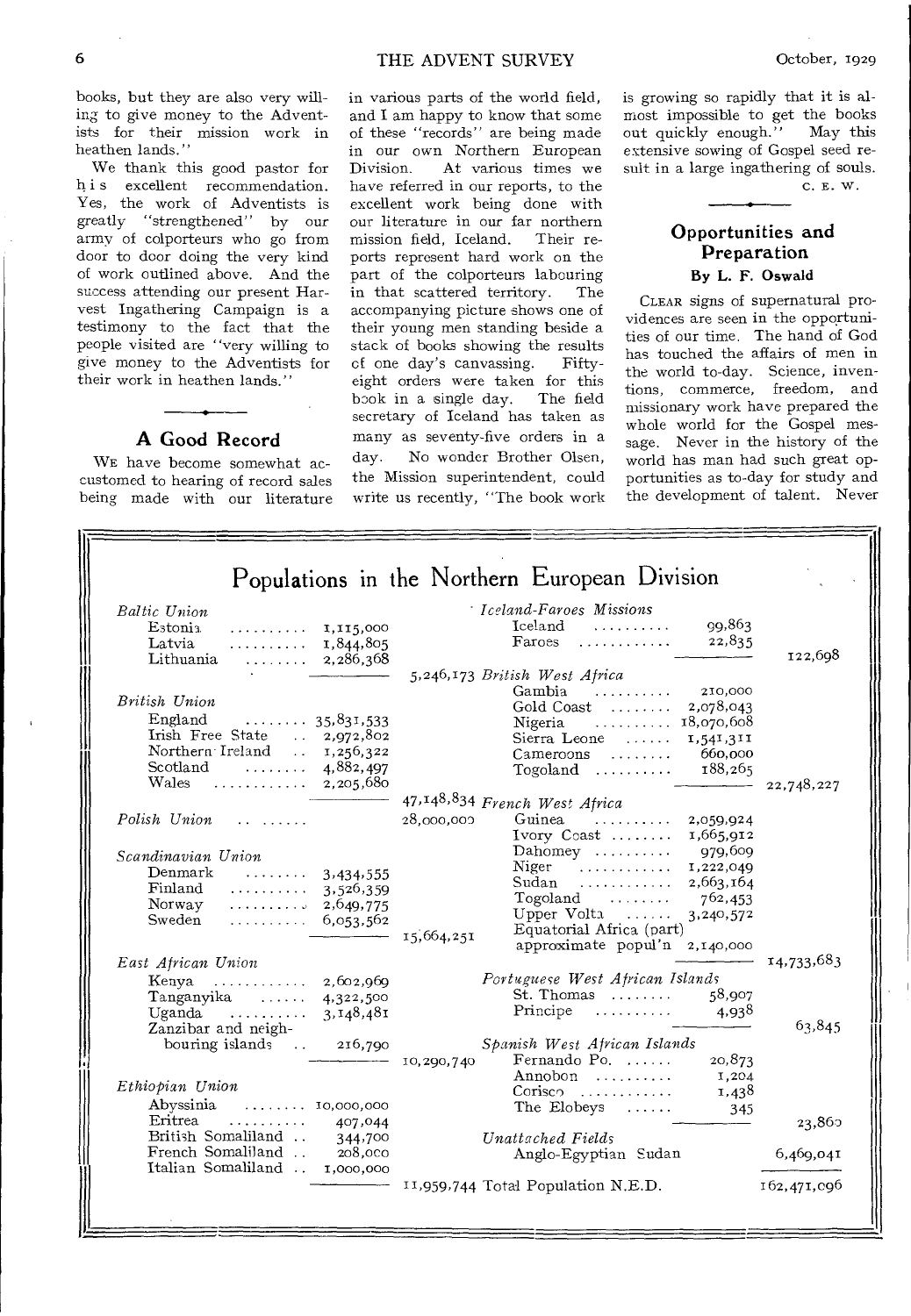books, but they are also very willing to give money to the Adventists for their mission work in heathen lands."

We thank this good pastor for his excellent recommendation. Yes, the work of Adventists is greatly "strengthened" by our army of colporteurs who go from door to door doing the very kind of work outlined above. And the success attending our present Harvest Ingathering Campaign is a testimony to the fact that the people visited are "very willing to give money to the Adventists for their work in heathen lands."

## A Good Record

We have become somewhat accustomed to hearing of record sales being made with our literature in various parts of the world field, and I am happy to know that some of these "records" are being made in our own Northern European Division. At various times we have referred in our reports, to the excellent work being done with our literature in our far northern mission field, Iceland. Their reports represent hard work on the part of the colporteurs labouring in that scattered territory. The accompanying picture shows one of their young men standing beside a stack of books showing the results of one day's canvassing. Fifty-eight orders were taken for this book in a single day. The field secretary of Iceland has taken as many as seventy-five orders in a day. No wonder Brother Olsen, the Mission superintendent, could write us recently, "The book work is growing so rapidly that it is almost impossible to get the books out quickly enough." May this extensive sowing of Gospel seed result in a large ingathering of souls.

C. E. W.

## Opportunities and Preparation

**By L. F. Oswald**

Clear signs of supernatural providences are seen in the opportunities of our time. The hand of God has touched the affairs of men in the world to-day. Science, inventions, commerce, freedom, and missionary work have prepared the whole world for the Gospel message. Never in the history of the world has man had such great opportunities as to-day for study and the development of talent. Never

## Populations in the Northern European Division

| Field | Population | Total |
|---|---|---|
| *Baltic Union* | | |
| Estonia | 1,115,000 | |
| Latvia | 1,844,805 | |
| Lithuania | 2,286,368 | |
| | | 5,246,173 |
| *British Union* | | |
| England | 35,831,533 | |
| Irish Free State | 2,972,802 | |
| Northern Ireland | 1,256,322 | |
| Scotland | 4,882,497 | |
| Wales | 2,205,680 | |
| | | 47,148,834 |
| *Polish Union* | | 28,000,000 |
| *Scandinavian Union* | | |
| Denmark | 3,434,555 | |
| Finland | 3,526,359 | |
| Norway | 2,649,775 | |
| Sweden | 6,053,562 | |
| | | 15,664,251 |
| *East African Union* | | |
| Kenya | 2,602,969 | |
| Tanganyika | 4,322,500 | |
| Uganda | 3,148,481 | |
| Zanzibar and neighbouring islands | 216,790 | |
| | | 10,290,740 |
| *Ethiopian Union* | | |
| Abyssinia | 10,000,000 | |
| Eritrea | 407,044 | |
| British Somaliland | 344,700 | |
| French Somaliland | 208,000 | |
| Italian Somaliland | 1,000,000 | |
| | | 11,959,744 |
| *Iceland-Faroes Missions* | | |
| Iceland | 99,863 | |
| Faroes | 22,835 | |
| | | 122,698 |
| *British West Africa* | | |
| Gambia | 210,000 | |
| Gold Coast | 2,078,043 | |
| Nigeria | 18,070,608 | |
| Sierra Leone | 1,541,311 | |
| Cameroons | 660,000 | |
| Togoland | 188,265 | |
| | | 22,748,227 |
| *French West Africa* | | |
| Guinea | 2,059,924 | |
| Ivory Coast | 1,665,912 | |
| Dahomey | 979,609 | |
| Niger | 1,222,049 | |
| Sudan | 2,663,164 | |
| Togoland | 762,453 | |
| Upper Volta | 3,240,572 | |
| Equatorial Africa (part) approximate popul'n | 2,140,000 | |
| | | 14,733,683 |
| *Portuguese West African Islands* | | |
| St. Thomas | 58,907 | |
| Principe | 4,938 | |
| | | 63,845 |
| *Spanish West African Islands* | | |
| Fernando Po. | 20,873 | |
| Annobon | 1,204 | |
| Corisco | 1,438 | |
| The Eloheys | 345 | |
| | | 23,860 |
| *Unattached Fields* | | |
| Anglo-Egyptian Sudan | | 6,469,041 |
| Total Population N.E.D. | | 162,471,096 |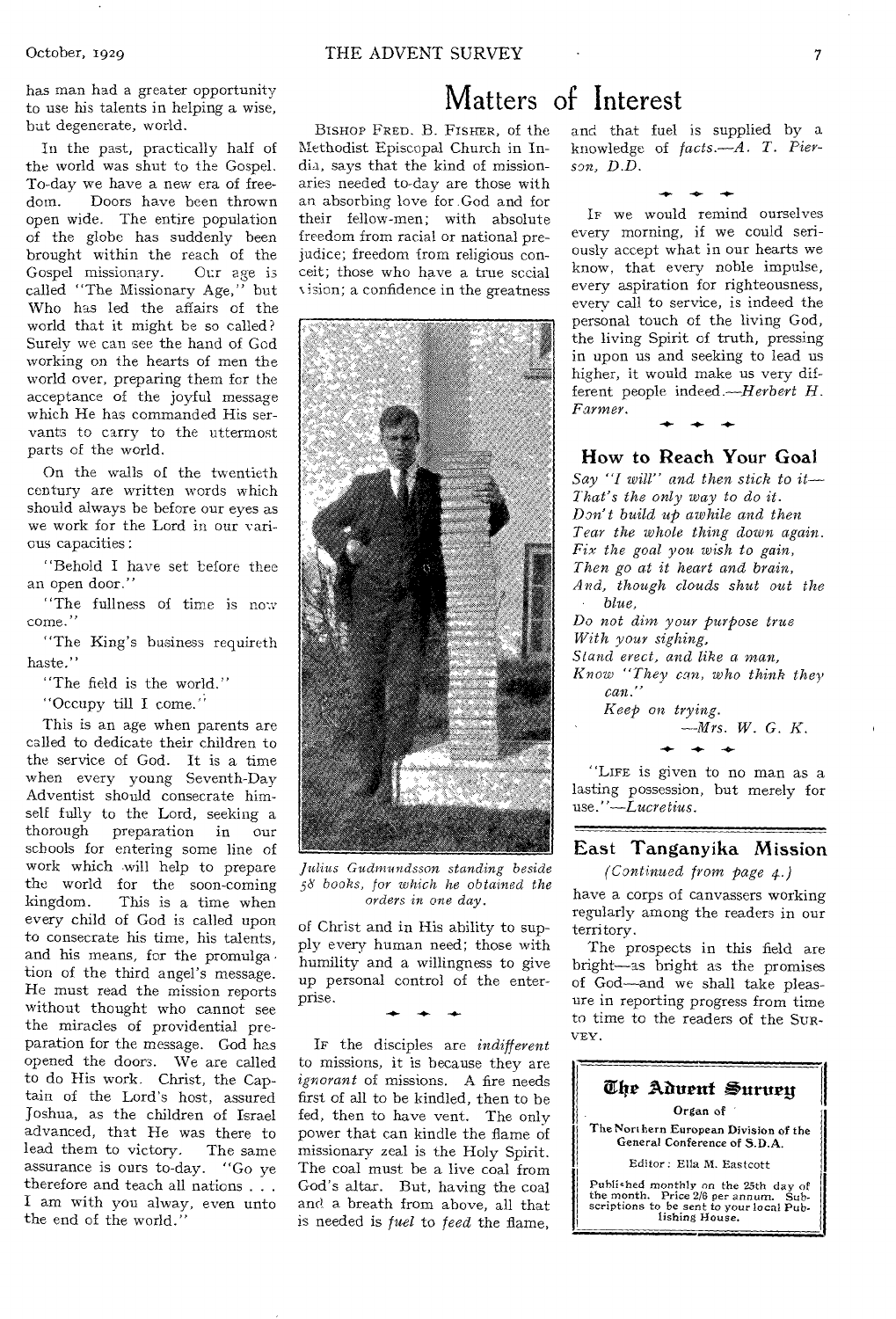has man had a greater opportunity to use his talents in helping a wise, but degenerate, world.

In the past, practically half of the world was shut to the Gospel. To-day we have a new era of freedom. Doors have been thrown open wide. The entire population of the globe has suddenly been brought within the reach of the Gospel missionary. Our age is called "The Missionary Age," but Who has led the affairs of the world that it might be so called? Surely we can see the hand of God working on the hearts of men the world over, preparing them for the acceptance of the joyful message which He has commanded His servants to carry to the uttermost parts of the world.

On the walls of the twentieth century are written words which should always be before our eyes as we work for the Lord in our various capacities:

"Behold I have set before thee an open door."

"The fullness of time is now come."

"The King's business requireth haste."

"The field is the world."

"Occupy till I come."

This is an age when parents are called to dedicate their children to the service of God. It is a time when every young Seventh-Day Adventist should consecrate himself fully to the Lord, seeking a thorough preparation in our schools for entering some line of work which will help to prepare the world for the soon-coming kingdom. This is a time when every child of God is called upon to consecrate his time, his talents, and his means, for the promulgation of the third angel's message. He must read the mission reports without thought who cannot see the miracles of providential preparation for the message. God has opened the doors. We are called to do His work. Christ, the Captain of the Lord's host, assured Joshua, as the children of Israel advanced, that He was there to lead them to victory. The same assurance is ours to-day. "Go ye therefore and teach all nations . . . I am with you alway, even unto the end of the world."

# Matters of Interest

BISHOP FRED. B. FISHER, of the Methodist Episcopal Church in India, says that the kind of missionaries needed to-day are those with an absorbing love for God and for their fellow-men; with absolute freedom from racial or national prejudice; freedom from religious conceit; those who have a true social vision; a confidence in the greatness of Christ and in His ability to supply every human need; those with humility and a willingness to give up personal control of the enterprise.

*Julius Gudmundsson standing beside 58 books, for which he obtained the orders in one day.*

IF the disciples are *indifferent* to missions, it is because they are *ignorant* of missions. A fire needs first of all to be kindled, then to be fed, then to have vent. The only power that can kindle the flame of missionary zeal is the Holy Spirit. The coal must be a live coal from God's altar. But, having the coal and a breath from above, all that is needed is *fuel* to *feed* the flame, and that fuel is supplied by a knowledge of *facts*.—*A. T. Pierson, D.D.*

IF we would remind ourselves every morning, if we could seriously accept what in our hearts we know, that every noble impulse, every aspiration for righteousness, every call to service, is indeed the personal touch of the living God, the living Spirit of truth, pressing in upon us and seeking to lead us higher, it would make us very different people indeed.—*Herbert H. Farmer.*

### How to Reach Your Goal

*Say "I will" and then stick to it—*
*That's the only way to do it.*
*Don't build up awhile and then*
*Tear the whole thing down again.*
*Fix the goal you wish to gain,*
*Then go at it heart and brain,*
*And, though clouds shut out the blue,*
*Do not dim your purpose true*
*With your sighing,*
*Stand erect, and like a man,*
*Know "They can, who think they can."*
*Keep on trying.*

—*Mrs. W. G. K.*

"LIFE is given to no man as a lasting possession, but merely for use."—*Lucretius.*

## East Tanganyika Mission

*(Continued from page 4.)*

have a corps of canvassers working regularly among the readers in our territory.

The prospects in this field are bright—as bright as the promises of God—and we shall take pleasure in reporting progress from time to time to the readers of the SURVEY.

**The Advent Survey**

Organ of

The Northern European Division of the General Conference of S.D.A.

Editor: Ella M. Eastcott

Published monthly on the 25th day of the month. Price 2/6 per annum. Subscriptions to be sent to your local Publishing House.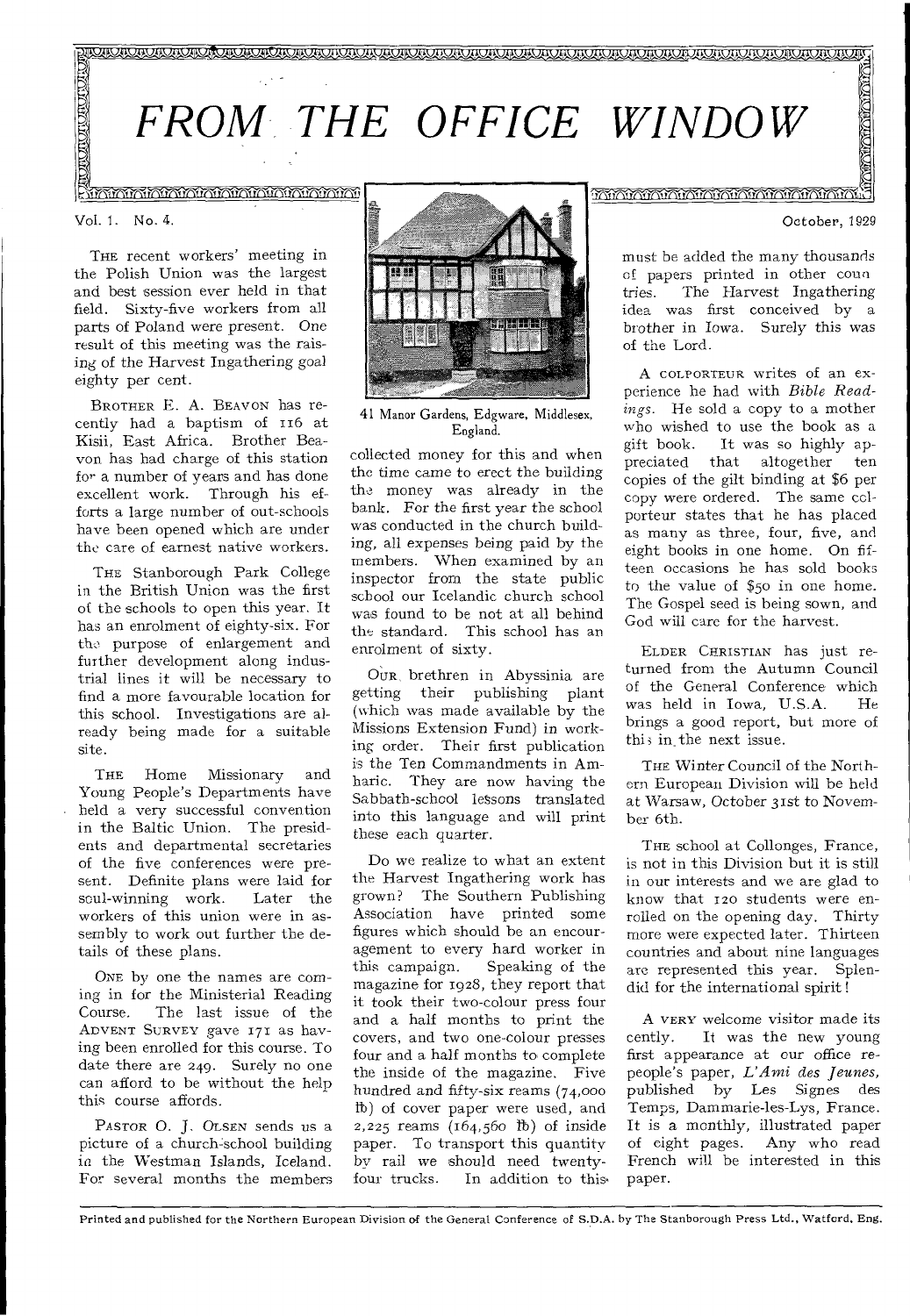# FROM THE OFFICE WINDOW

Vol. 1. No. 4.

October, 1929

THE recent workers' meeting in the Polish Union was the largest and best session ever held in that field. Sixty-five workers from all parts of Poland were present. One result of this meeting was the raising of the Harvest Ingathering goal eighty per cent.

BROTHER E. A. BEAVON has recently had a baptism of 116 at Kisii, East Africa. Brother Beavon has had charge of this station for a number of years and has done excellent work. Through his efforts a large number of out-schools have been opened which are under the care of earnest native workers.

THE Stanborough Park College in the British Union was the first of the schools to open this year. It has an enrolment of eighty-six. For the purpose of enlargement and further development along industrial lines it will be necessary to find a more favourable location for this school. Investigations are already being made for a suitable site.

THE Home Missionary and Young People's Departments have held a very successful convention in the Baltic Union. The presidents and departmental secretaries of the five conferences were present. Definite plans were laid for soul-winning work. Later the workers of this union were in assembly to work out further the details of these plans.

ONE by one the names are coming in for the Ministerial Reading Course. The last issue of the ADVENT SURVEY gave 171 as having been enrolled for this course. To date there are 249. Surely no one can afford to be without the help this course affords.

PASTOR O. J. OLSEN sends us a picture of a church-school building in the Westman Islands, Iceland. For several months the members collected money for this and when the time came to erect the building the money was already in the bank. For the first year the school was conducted in the church building, all expenses being paid by the members. When examined by an inspector from the state public school our Icelandic church school was found to be not at all behind the standard. This school has an enrolment of sixty.

41 Manor Gardens, Edgware, Middlesex, England.

OUR brethren in Abyssinia are getting their publishing plant (which was made available by the Missions Extension Fund) in working order. Their first publication is the Ten Commandments in Amharic. They are now having the Sabbath-school lessons translated into this language and will print these each quarter.

DO we realize to what an extent the Harvest Ingathering work has grown? The Southern Publishing Association have printed some figures which should be an encouragement to every hard worker in this campaign. Speaking of the magazine for 1928, they report that it took their two-colour press four and a half months to print the covers, and two one-colour presses four and a half months to complete the inside of the magazine. Five hundred and fifty-six reams (74,000 lb) of cover paper were used, and 2,225 reams (164,560 lb) of inside paper. To transport this quantity by rail we should need twenty-four trucks. In addition to this must be added the many thousands of papers printed in other countries. The Harvest Ingathering idea was first conceived by a brother in Iowa. Surely this was of the Lord.

A COLPORTEUR writes of an experience he had with *Bible Readings*. He sold a copy to a mother who wished to use the book as a gift book. It was so highly appreciated that altogether ten copies of the gilt binding at $6 per copy were ordered. The same colporteur states that he has placed as many as three, four, five, and eight books in one home. On fifteen occasions he has sold books to the value of $50 in one home. The Gospel seed is being sown, and God will care for the harvest.

ELDER CHRISTIAN has just returned from the Autumn Council of the General Conference which was held in Iowa, U.S.A. He brings a good report, but more of this in the next issue.

THE Winter Council of the Northern European Division will be held at Warsaw, October 31st to November 6th.

THE school at Collonges, France, is not in this Division but it is still in our interests and we are glad to know that 120 students were enrolled on the opening day. Thirty more were expected later. Thirteen countries and about nine languages are represented this year. Splendid for the international spirit!

A VERY welcome visitor made its first appearance at our office recently. It was the new young people's paper, *L'Ami des Jeunes*, published by Les Signes des Temps, Dammarie-les-Lys, France. It is a monthly, illustrated paper of eight pages. Any who read French will be interested in this paper.

Printed and published for the Northern European Division of the General Conference of S.D.A. by The Stanborough Press Ltd., Watford, Eng.